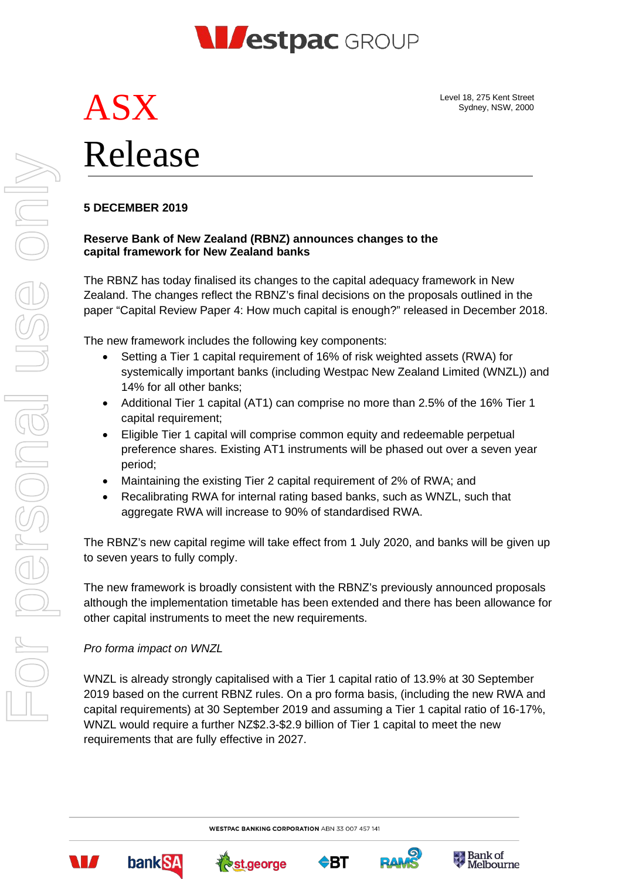Westpac GROUP

# ASX Release

Level 18, 275 Kent Street
Sydney, NSW, 2000

**5 DECEMBER 2019**

**Reserve Bank of New Zealand (RBNZ) announces changes to the capital framework for New Zealand banks**

The RBNZ has today finalised its changes to the capital adequacy framework in New Zealand. The changes reflect the RBNZ's final decisions on the proposals outlined in the paper "Capital Review Paper 4: How much capital is enough?" released in December 2018.

The new framework includes the following key components:

- Setting a Tier 1 capital requirement of 16% of risk weighted assets (RWA) for systemically important banks (including Westpac New Zealand Limited (WNZL)) and 14% for all other banks;
- Additional Tier 1 capital (AT1) can comprise no more than 2.5% of the 16% Tier 1 capital requirement;
- Eligible Tier 1 capital will comprise common equity and redeemable perpetual preference shares. Existing AT1 instruments will be phased out over a seven year period;
- Maintaining the existing Tier 2 capital requirement of 2% of RWA; and
- Recalibrating RWA for internal rating based banks, such as WNZL, such that aggregate RWA will increase to 90% of standardised RWA.

The RBNZ's new capital regime will take effect from 1 July 2020, and banks will be given up to seven years to fully comply.

The new framework is broadly consistent with the RBNZ's previously announced proposals although the implementation timetable has been extended and there has been allowance for other capital instruments to meet the new requirements.

*Pro forma impact on WNZL*

WNZL is already strongly capitalised with a Tier 1 capital ratio of 13.9% at 30 September 2019 based on the current RBNZ rules. On a pro forma basis, (including the new RWA and capital requirements) at 30 September 2019 and assuming a Tier 1 capital ratio of 16-17%, WNZL would require a further NZ$2.3-$2.9 billion of Tier 1 capital to meet the new requirements that are fully effective in 2027.

**WESTPAC BANKING CORPORATION** ABN 33 007 457 141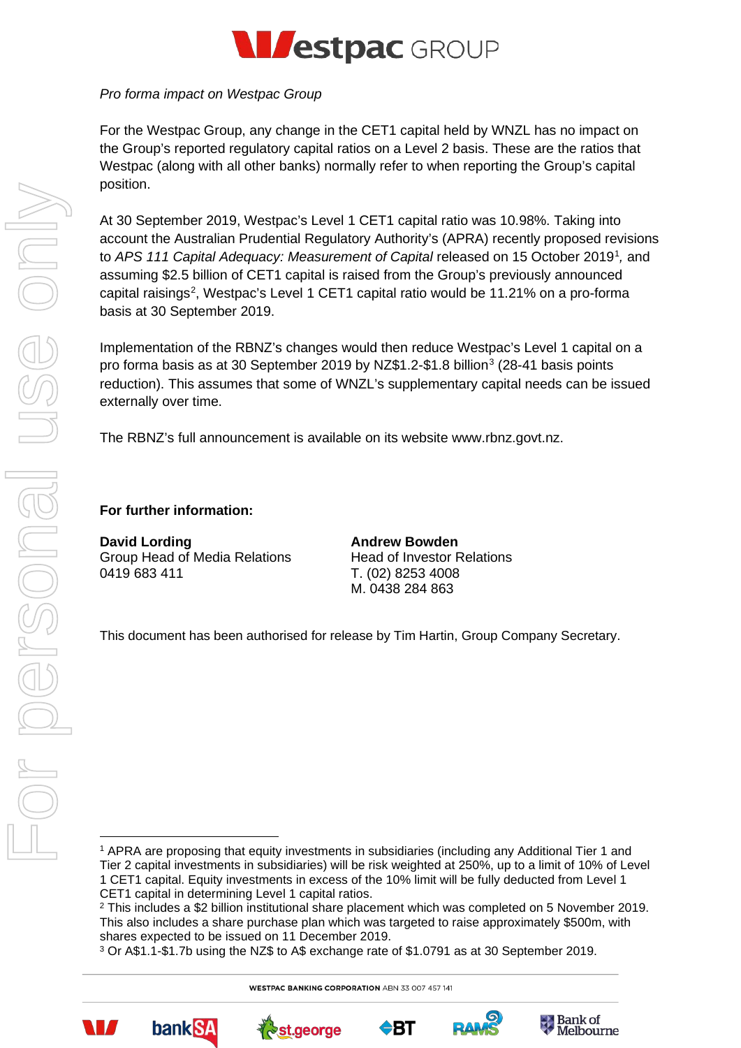*Pro forma impact on Westpac Group*

For the Westpac Group, any change in the CET1 capital held by WNZL has no impact on the Group's reported regulatory capital ratios on a Level 2 basis. These are the ratios that Westpac (along with all other banks) normally refer to when reporting the Group's capital position.

At 30 September 2019, Westpac's Level 1 CET1 capital ratio was 10.98%. Taking into account the Australian Prudential Regulatory Authority's (APRA) recently proposed revisions to *APS 111 Capital Adequacy: Measurement of Capital* released on 15 October 2019[1], and assuming $2.5 billion of CET1 capital is raised from the Group's previously announced capital raisings[2], Westpac's Level 1 CET1 capital ratio would be 11.21% on a pro-forma basis at 30 September 2019.

Implementation of the RBNZ's changes would then reduce Westpac's Level 1 capital on a pro forma basis as at 30 September 2019 by NZ$1.2-$1.8 billion[3] (28-41 basis points reduction). This assumes that some of WNZL's supplementary capital needs can be issued externally over time.

The RBNZ's full announcement is available on its website www.rbnz.govt.nz.

**For further information:**

**David Lording**
Group Head of Media Relations
0419 683 411

**Andrew Bowden**
Head of Investor Relations
T. (02) 8253 4008
M. 0438 284 863

This document has been authorised for release by Tim Hartin, Group Company Secretary.

[1] APRA are proposing that equity investments in subsidiaries (including any Additional Tier 1 and Tier 2 capital investments in subsidiaries) will be risk weighted at 250%, up to a limit of 10% of Level 1 CET1 capital. Equity investments in excess of the 10% limit will be fully deducted from Level 1 CET1 capital in determining Level 1 capital ratios.

[2] This includes a $2 billion institutional share placement which was completed on 5 November 2019. This also includes a share purchase plan which was targeted to raise approximately $500m, with shares expected to be issued on 11 December 2019.

[3] Or A$1.1-$1.7b using the NZ$ to A$ exchange rate of $1.0791 as at 30 September 2019.